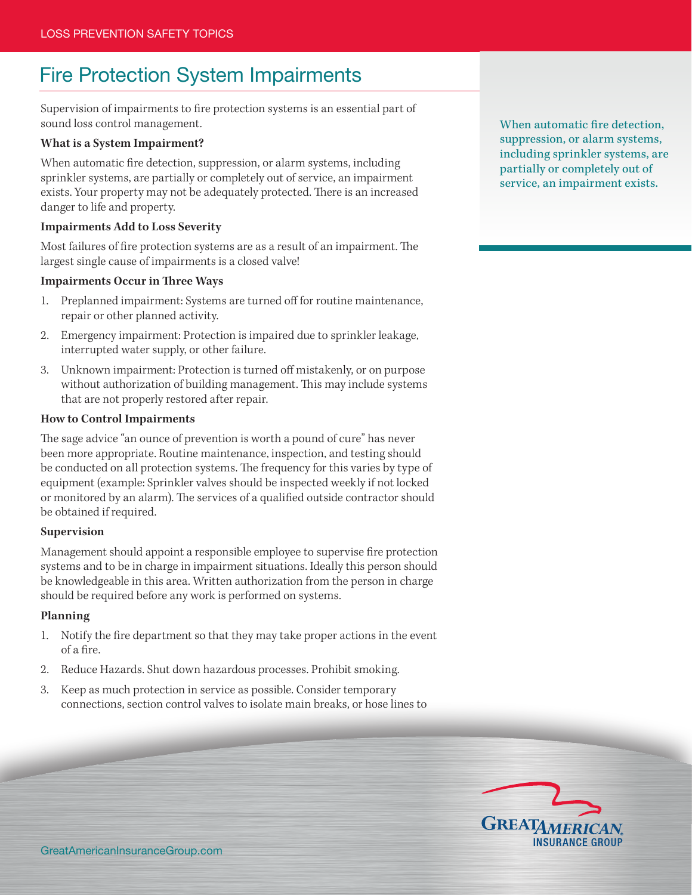# Fire Protection System Impairments

Supervision of impairments to fire protection systems is an essential part of sound loss control management.

**What is a System Impairment?**

When automatic fire detection, suppression, or alarm systems, including sprinkler systems, are partially or completely out of service, an impairment exists. Your property may not be adequately protected. There is an increased danger to life and property.

When automatic fire detection, suppression, or alarm systems, including sprinkler systems, are partially or completely out of service, an impairment exists.

**Impairments Add to Loss Severity**

Most failures of fire protection systems are as a result of an impairment. The largest single cause of impairments is a closed valve!

**Impairments Occur in Three Ways**

1. Preplanned impairment: Systems are turned off for routine maintenance, repair or other planned activity.
2. Emergency impairment: Protection is impaired due to sprinkler leakage, interrupted water supply, or other failure.
3. Unknown impairment: Protection is turned off mistakenly, or on purpose without authorization of building management. This may include systems that are not properly restored after repair.

**How to Control Impairments**

The sage advice "an ounce of prevention is worth a pound of cure" has never been more appropriate. Routine maintenance, inspection, and testing should be conducted on all protection systems. The frequency for this varies by type of equipment (example: Sprinkler valves should be inspected weekly if not locked or monitored by an alarm). The services of a qualified outside contractor should be obtained if required.

**Supervision**

Management should appoint a responsible employee to supervise fire protection systems and to be in charge in impairment situations. Ideally this person should be knowledgeable in this area. Written authorization from the person in charge should be required before any work is performed on systems.

**Planning**

1. Notify the fire department so that they may take proper actions in the event of a fire.
2. Reduce Hazards. Shut down hazardous processes. Prohibit smoking.
3. Keep as much protection in service as possible. Consider temporary connections, section control valves to isolate main breaks, or hose lines to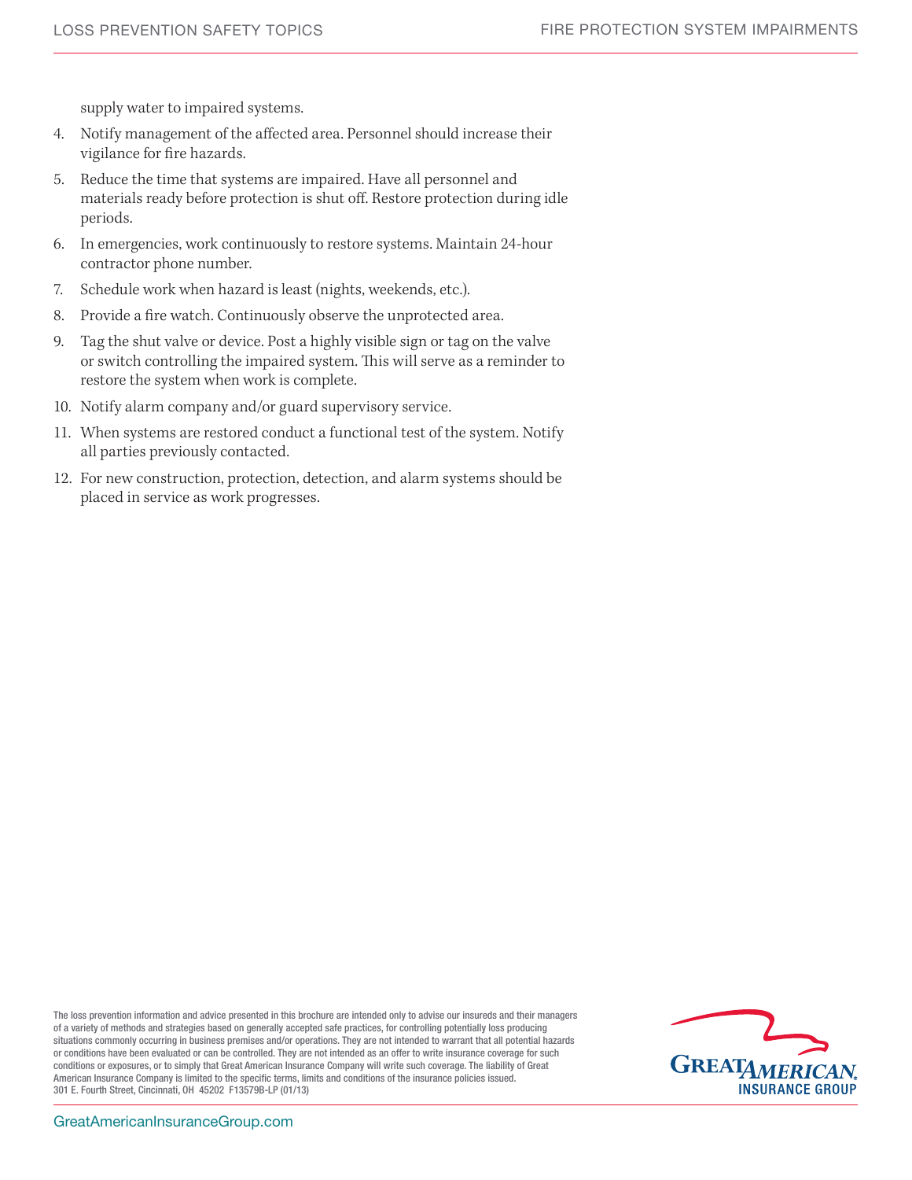supply water to impaired systems.

4. Notify management of the affected area. Personnel should increase their vigilance for fire hazards.
5. Reduce the time that systems are impaired. Have all personnel and materials ready before protection is shut off. Restore protection during idle periods.
6. In emergencies, work continuously to restore systems. Maintain 24-hour contractor phone number.
7. Schedule work when hazard is least (nights, weekends, etc.).
8. Provide a fire watch. Continuously observe the unprotected area.
9. Tag the shut valve or device. Post a highly visible sign or tag on the valve or switch controlling the impaired system. This will serve as a reminder to restore the system when work is complete.
10. Notify alarm company and/or guard supervisory service.
11. When systems are restored conduct a functional test of the system. Notify all parties previously contacted.
12. For new construction, protection, detection, and alarm systems should be placed in service as work progresses.

The loss prevention information and advice presented in this brochure are intended only to advise our insureds and their managers of a variety of methods and strategies based on generally accepted safe practices, for controlling potentially loss producing situations commonly occurring in business premises and/or operations. They are not intended to warrant that all potential hazards or conditions have been evaluated or can be controlled. They are not intended as an offer to write insurance coverage for such conditions or exposures, or to simply that Great American Insurance Company will write such coverage. The liability of Great American Insurance Company is limited to the specific terms, limits and conditions of the insurance policies issued.
301 E. Fourth Street, Cincinnati, OH 45202 F13579B-LP (01/13)

GREAT AMERICAN INSURANCE GROUP

GreatAmericanInsuranceGroup.com